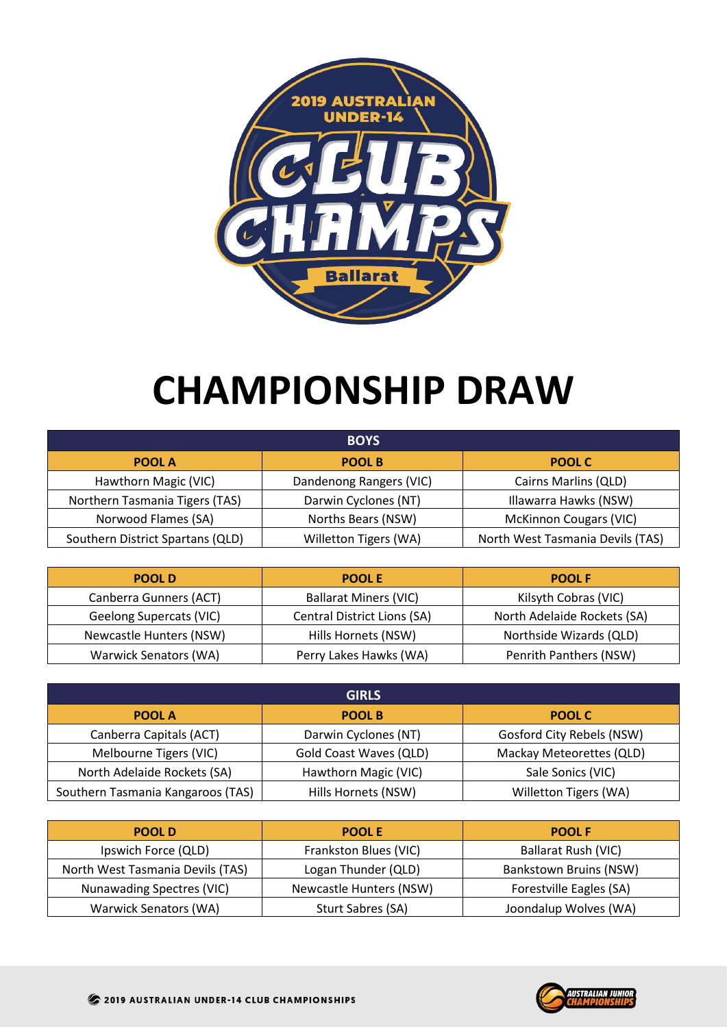2019 AUSTRALIAN UNDER-14 CLUB CHAMPS

Ballarat

# CHAMPIONSHIP DRAW

| BOYS | | |
|---|---|---|
| **POOL A** | **POOL B** | **POOL C** |
| Hawthorn Magic (VIC) | Dandenong Rangers (VIC) | Cairns Marlins (QLD) |
| Northern Tasmania Tigers (TAS) | Darwin Cyclones (NT) | Illawarra Hawks (NSW) |
| Norwood Flames (SA) | Norths Bears (NSW) | McKinnon Cougars (VIC) |
| Southern District Spartans (QLD) | Willetton Tigers (WA) | North West Tasmania Devils (TAS) |

| POOL D | POOL E | POOL F |
|---|---|---|
| Canberra Gunners (ACT) | Ballarat Miners (VIC) | Kilsyth Cobras (VIC) |
| Geelong Supercats (VIC) | Central District Lions (SA) | North Adelaide Rockets (SA) |
| Newcastle Hunters (NSW) | Hills Hornets (NSW) | Northside Wizards (QLD) |
| Warwick Senators (WA) | Perry Lakes Hawks (WA) | Penrith Panthers (NSW) |

| GIRLS | | |
|---|---|---|
| **POOL A** | **POOL B** | **POOL C** |
| Canberra Capitals (ACT) | Darwin Cyclones (NT) | Gosford City Rebels (NSW) |
| Melbourne Tigers (VIC) | Gold Coast Waves (QLD) | Mackay Meteorettes (QLD) |
| North Adelaide Rockets (SA) | Hawthorn Magic (VIC) | Sale Sonics (VIC) |
| Southern Tasmania Kangaroos (TAS) | Hills Hornets (NSW) | Willetton Tigers (WA) |

| POOL D | POOL E | POOL F |
|---|---|---|
| Ipswich Force (QLD) | Frankston Blues (VIC) | Ballarat Rush (VIC) |
| North West Tasmania Devils (TAS) | Logan Thunder (QLD) | Bankstown Bruins (NSW) |
| Nunawading Spectres (VIC) | Newcastle Hunters (NSW) | Forestville Eagles (SA) |
| Warwick Senators (WA) | Sturt Sabres (SA) | Joondalup Wolves (WA) |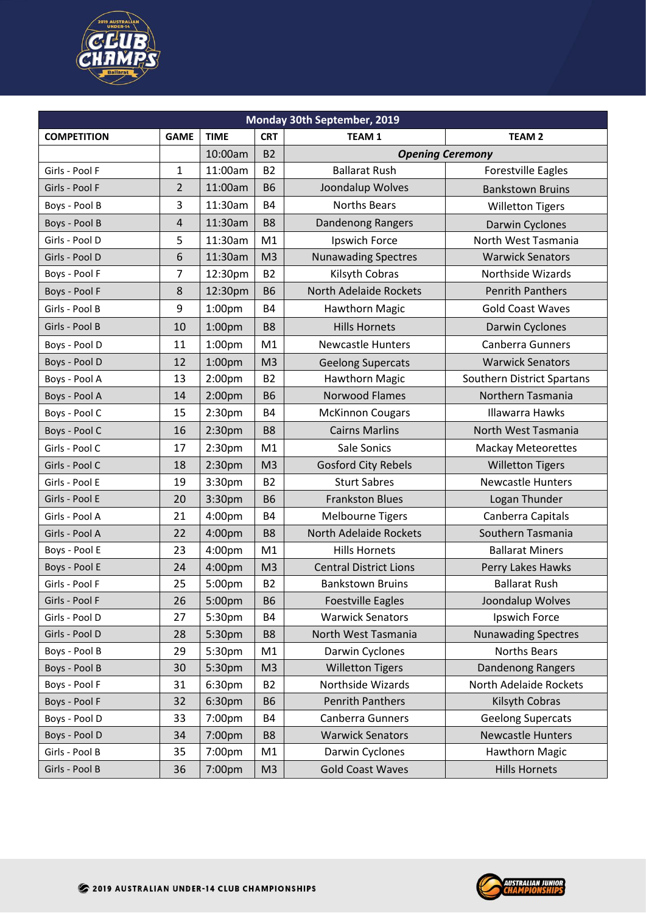| Monday 30th September, 2019 | | | | | |
|---|---|---|---|---|---|
| **COMPETITION** | **GAME** | **TIME** | **CRT** | **TEAM 1** | **TEAM 2** |
| | | 10:00am | B2 | ***Opening Ceremony*** | |
| Girls - Pool F | 1 | 11:00am | B2 | Ballarat Rush | Forestville Eagles |
| Girls - Pool F | 2 | 11:00am | B6 | Joondalup Wolves | Bankstown Bruins |
| Boys - Pool B | 3 | 11:30am | B4 | Norths Bears | Willetton Tigers |
| Boys - Pool B | 4 | 11:30am | B8 | Dandenong Rangers | Darwin Cyclones |
| Girls - Pool D | 5 | 11:30am | M1 | Ipswich Force | North West Tasmania |
| Girls - Pool D | 6 | 11:30am | M3 | Nunawading Spectres | Warwick Senators |
| Boys - Pool F | 7 | 12:30pm | B2 | Kilsyth Cobras | Northside Wizards |
| Boys - Pool F | 8 | 12:30pm | B6 | North Adelaide Rockets | Penrith Panthers |
| Girls - Pool B | 9 | 1:00pm | B4 | Hawthorn Magic | Gold Coast Waves |
| Girls - Pool B | 10 | 1:00pm | B8 | Hills Hornets | Darwin Cyclones |
| Boys - Pool D | 11 | 1:00pm | M1 | Newcastle Hunters | Canberra Gunners |
| Boys - Pool D | 12 | 1:00pm | M3 | Geelong Supercats | Warwick Senators |
| Boys - Pool A | 13 | 2:00pm | B2 | Hawthorn Magic | Southern District Spartans |
| Boys - Pool A | 14 | 2:00pm | B6 | Norwood Flames | Northern Tasmania |
| Boys - Pool C | 15 | 2:30pm | B4 | McKinnon Cougars | Illawarra Hawks |
| Boys - Pool C | 16 | 2:30pm | B8 | Cairns Marlins | North West Tasmania |
| Girls - Pool C | 17 | 2:30pm | M1 | Sale Sonics | Mackay Meteorettes |
| Girls - Pool C | 18 | 2:30pm | M3 | Gosford City Rebels | Willetton Tigers |
| Girls - Pool E | 19 | 3:30pm | B2 | Sturt Sabres | Newcastle Hunters |
| Girls - Pool E | 20 | 3:30pm | B6 | Frankston Blues | Logan Thunder |
| Girls - Pool A | 21 | 4:00pm | B4 | Melbourne Tigers | Canberra Capitals |
| Girls - Pool A | 22 | 4:00pm | B8 | North Adelaide Rockets | Southern Tasmania |
| Boys - Pool E | 23 | 4:00pm | M1 | Hills Hornets | Ballarat Miners |
| Boys - Pool E | 24 | 4:00pm | M3 | Central District Lions | Perry Lakes Hawks |
| Girls - Pool F | 25 | 5:00pm | B2 | Bankstown Bruins | Ballarat Rush |
| Girls - Pool F | 26 | 5:00pm | B6 | Foestville Eagles | Joondalup Wolves |
| Girls - Pool D | 27 | 5:30pm | B4 | Warwick Senators | Ipswich Force |
| Girls - Pool D | 28 | 5:30pm | B8 | North West Tasmania | Nunawading Spectres |
| Boys - Pool B | 29 | 5:30pm | M1 | Darwin Cyclones | Norths Bears |
| Boys - Pool B | 30 | 5:30pm | M3 | Willetton Tigers | Dandenong Rangers |
| Boys - Pool F | 31 | 6:30pm | B2 | Northside Wizards | North Adelaide Rockets |
| Boys - Pool F | 32 | 6:30pm | B6 | Penrith Panthers | Kilsyth Cobras |
| Boys - Pool D | 33 | 7:00pm | B4 | Canberra Gunners | Geelong Supercats |
| Boys - Pool D | 34 | 7:00pm | B8 | Warwick Senators | Newcastle Hunters |
| Girls - Pool B | 35 | 7:00pm | M1 | Darwin Cyclones | Hawthorn Magic |
| Girls - Pool B | 36 | 7:00pm | M3 | Gold Coast Waves | Hills Hornets |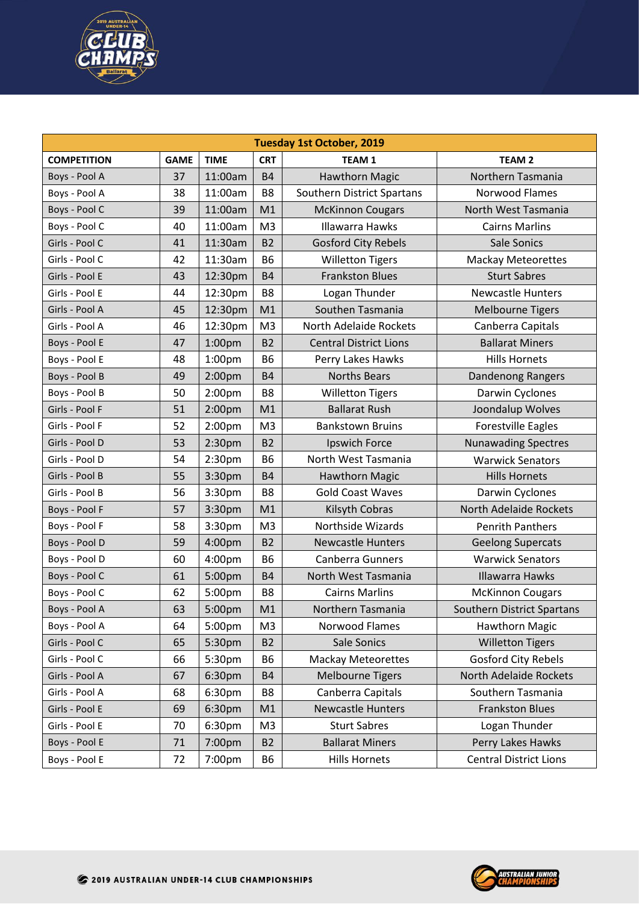| Tuesday 1st October, 2019 | | | | | |
|---|---|---|---|---|---|
| **COMPETITION** | **GAME** | **TIME** | **CRT** | **TEAM 1** | **TEAM 2** |
| Boys - Pool A | 37 | 11:00am | B4 | Hawthorn Magic | Northern Tasmania |
| Boys - Pool A | 38 | 11:00am | B8 | Southern District Spartans | Norwood Flames |
| Boys - Pool C | 39 | 11:00am | M1 | McKinnon Cougars | North West Tasmania |
| Boys - Pool C | 40 | 11:00am | M3 | Illawarra Hawks | Cairns Marlins |
| Girls - Pool C | 41 | 11:30am | B2 | Gosford City Rebels | Sale Sonics |
| Girls - Pool C | 42 | 11:30am | B6 | Willetton Tigers | Mackay Meteorettes |
| Girls - Pool E | 43 | 12:30pm | B4 | Frankston Blues | Sturt Sabres |
| Girls - Pool E | 44 | 12:30pm | B8 | Logan Thunder | Newcastle Hunters |
| Girls - Pool A | 45 | 12:30pm | M1 | Southen Tasmania | Melbourne Tigers |
| Girls - Pool A | 46 | 12:30pm | M3 | North Adelaide Rockets | Canberra Capitals |
| Boys - Pool E | 47 | 1:00pm | B2 | Central District Lions | Ballarat Miners |
| Boys - Pool E | 48 | 1:00pm | B6 | Perry Lakes Hawks | Hills Hornets |
| Boys - Pool B | 49 | 2:00pm | B4 | Norths Bears | Dandenong Rangers |
| Boys - Pool B | 50 | 2:00pm | B8 | Willetton Tigers | Darwin Cyclones |
| Girls - Pool F | 51 | 2:00pm | M1 | Ballarat Rush | Joondalup Wolves |
| Girls - Pool F | 52 | 2:00pm | M3 | Bankstown Bruins | Forestville Eagles |
| Girls - Pool D | 53 | 2:30pm | B2 | Ipswich Force | Nunawading Spectres |
| Girls - Pool D | 54 | 2:30pm | B6 | North West Tasmania | Warwick Senators |
| Girls - Pool B | 55 | 3:30pm | B4 | Hawthorn Magic | Hills Hornets |
| Girls - Pool B | 56 | 3:30pm | B8 | Gold Coast Waves | Darwin Cyclones |
| Boys - Pool F | 57 | 3:30pm | M1 | Kilsyth Cobras | North Adelaide Rockets |
| Boys - Pool F | 58 | 3:30pm | M3 | Northside Wizards | Penrith Panthers |
| Boys - Pool D | 59 | 4:00pm | B2 | Newcastle Hunters | Geelong Supercats |
| Boys - Pool D | 60 | 4:00pm | B6 | Canberra Gunners | Warwick Senators |
| Boys - Pool C | 61 | 5:00pm | B4 | North West Tasmania | Illawarra Hawks |
| Boys - Pool C | 62 | 5:00pm | B8 | Cairns Marlins | McKinnon Cougars |
| Boys - Pool A | 63 | 5:00pm | M1 | Northern Tasmania | Southern District Spartans |
| Boys - Pool A | 64 | 5:00pm | M3 | Norwood Flames | Hawthorn Magic |
| Girls - Pool C | 65 | 5:30pm | B2 | Sale Sonics | Willetton Tigers |
| Girls - Pool C | 66 | 5:30pm | B6 | Mackay Meteorettes | Gosford City Rebels |
| Girls - Pool A | 67 | 6:30pm | B4 | Melbourne Tigers | North Adelaide Rockets |
| Girls - Pool A | 68 | 6:30pm | B8 | Canberra Capitals | Southern Tasmania |
| Girls - Pool E | 69 | 6:30pm | M1 | Newcastle Hunters | Frankston Blues |
| Girls - Pool E | 70 | 6:30pm | M3 | Sturt Sabres | Logan Thunder |
| Boys - Pool E | 71 | 7:00pm | B2 | Ballarat Miners | Perry Lakes Hawks |
| Boys - Pool E | 72 | 7:00pm | B6 | Hills Hornets | Central District Lions |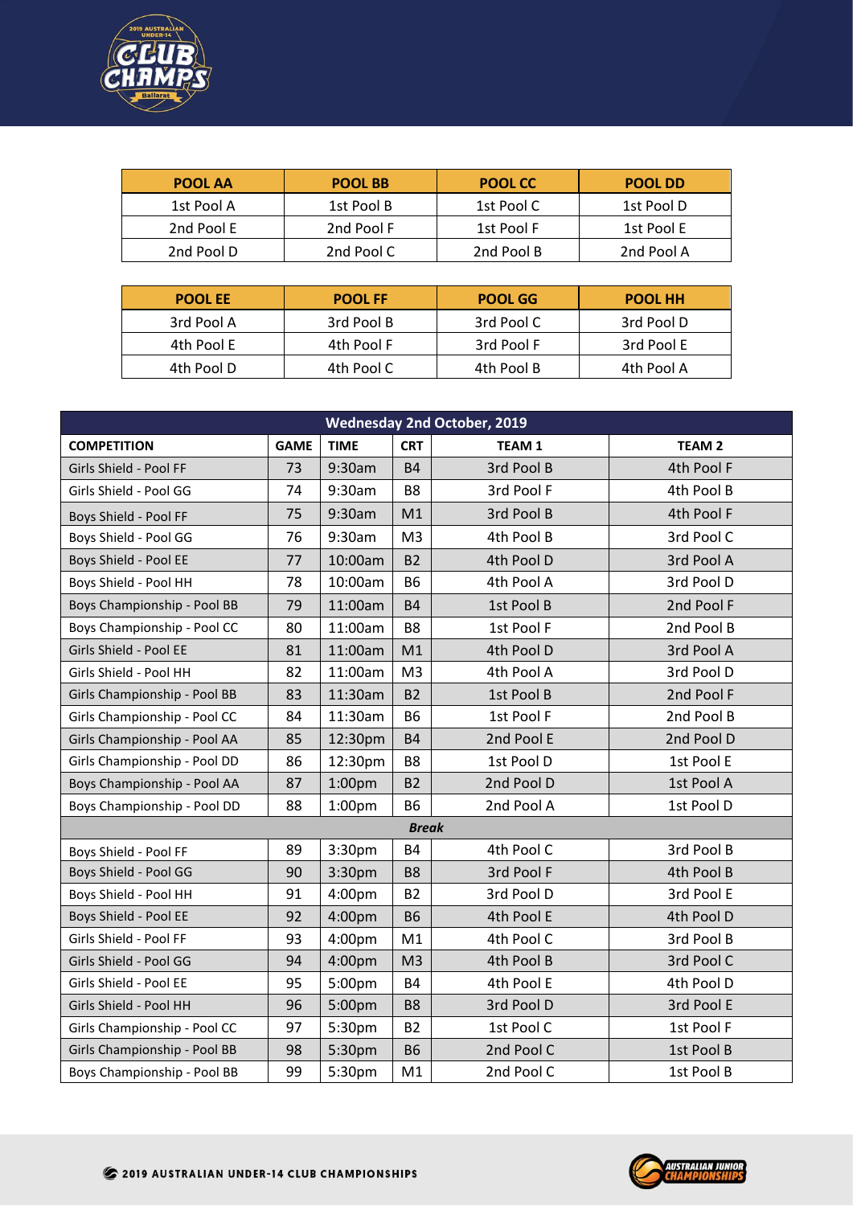| POOL AA | POOL BB | POOL CC | POOL DD |
|---|---|---|---|
| 1st Pool A | 1st Pool B | 1st Pool C | 1st Pool D |
| 2nd Pool E | 2nd Pool F | 1st Pool F | 1st Pool E |
| 2nd Pool D | 2nd Pool C | 2nd Pool B | 2nd Pool A |

| POOL EE | POOL FF | POOL GG | POOL HH |
|---|---|---|---|
| 3rd Pool A | 3rd Pool B | 3rd Pool C | 3rd Pool D |
| 4th Pool E | 4th Pool F | 3rd Pool F | 3rd Pool E |
| 4th Pool D | 4th Pool C | 4th Pool B | 4th Pool A |

| Wednesday 2nd October, 2019 | | | | | |
|---|---|---|---|---|---|
| **COMPETITION** | **GAME** | **TIME** | **CRT** | **TEAM 1** | **TEAM 2** |
| Girls Shield - Pool FF | 73 | 9:30am | B4 | 3rd Pool B | 4th Pool F |
| Girls Shield - Pool GG | 74 | 9:30am | B8 | 3rd Pool F | 4th Pool B |
| Boys Shield - Pool FF | 75 | 9:30am | M1 | 3rd Pool B | 4th Pool F |
| Boys Shield - Pool GG | 76 | 9:30am | M3 | 4th Pool B | 3rd Pool C |
| Boys Shield - Pool EE | 77 | 10:00am | B2 | 4th Pool D | 3rd Pool A |
| Boys Shield - Pool HH | 78 | 10:00am | B6 | 4th Pool A | 3rd Pool D |
| Boys Championship - Pool BB | 79 | 11:00am | B4 | 1st Pool B | 2nd Pool F |
| Boys Championship - Pool CC | 80 | 11:00am | B8 | 1st Pool F | 2nd Pool B |
| Girls Shield - Pool EE | 81 | 11:00am | M1 | 4th Pool D | 3rd Pool A |
| Girls Shield - Pool HH | 82 | 11:00am | M3 | 4th Pool A | 3rd Pool D |
| Girls Championship - Pool BB | 83 | 11:30am | B2 | 1st Pool B | 2nd Pool F |
| Girls Championship - Pool CC | 84 | 11:30am | B6 | 1st Pool F | 2nd Pool B |
| Girls Championship - Pool AA | 85 | 12:30pm | B4 | 2nd Pool E | 2nd Pool D |
| Girls Championship - Pool DD | 86 | 12:30pm | B8 | 1st Pool D | 1st Pool E |
| Boys Championship - Pool AA | 87 | 1:00pm | B2 | 2nd Pool D | 1st Pool A |
| Boys Championship - Pool DD | 88 | 1:00pm | B6 | 2nd Pool A | 1st Pool D |
| ***Break*** | | | | | |
| Boys Shield - Pool FF | 89 | 3:30pm | B4 | 4th Pool C | 3rd Pool B |
| Boys Shield - Pool GG | 90 | 3:30pm | B8 | 3rd Pool F | 4th Pool B |
| Boys Shield - Pool HH | 91 | 4:00pm | B2 | 3rd Pool D | 3rd Pool E |
| Boys Shield - Pool EE | 92 | 4:00pm | B6 | 4th Pool E | 4th Pool D |
| Girls Shield - Pool FF | 93 | 4:00pm | M1 | 4th Pool C | 3rd Pool B |
| Girls Shield - Pool GG | 94 | 4:00pm | M3 | 4th Pool B | 3rd Pool C |
| Girls Shield - Pool EE | 95 | 5:00pm | B4 | 4th Pool E | 4th Pool D |
| Girls Shield - Pool HH | 96 | 5:00pm | B8 | 3rd Pool D | 3rd Pool E |
| Girls Championship - Pool CC | 97 | 5:30pm | B2 | 1st Pool C | 1st Pool F |
| Girls Championship - Pool BB | 98 | 5:30pm | B6 | 2nd Pool C | 1st Pool B |
| Boys Championship - Pool BB | 99 | 5:30pm | M1 | 2nd Pool C | 1st Pool B |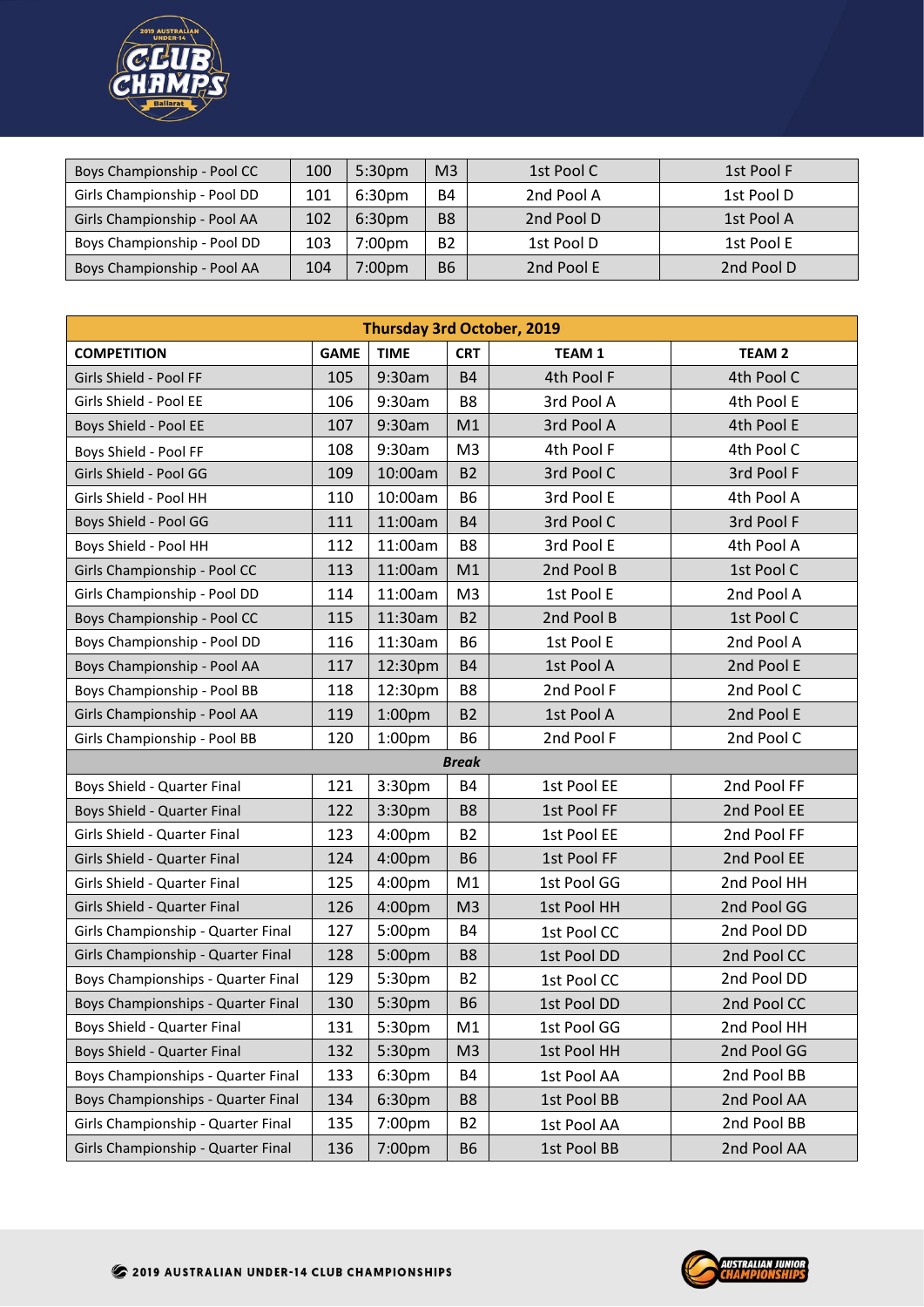| | | | | | |
|---|---|---|---|---|---|
| Boys Championship - Pool CC | 100 | 5:30pm | M3 | 1st Pool C | 1st Pool F |
| Girls Championship - Pool DD | 101 | 6:30pm | B4 | 2nd Pool A | 1st Pool D |
| Girls Championship - Pool AA | 102 | 6:30pm | B8 | 2nd Pool D | 1st Pool A |
| Boys Championship - Pool DD | 103 | 7:00pm | B2 | 1st Pool D | 1st Pool E |
| Boys Championship - Pool AA | 104 | 7:00pm | B6 | 2nd Pool E | 2nd Pool D |

| **Thursday 3rd October, 2019** | | | | | |
|---|---|---|---|---|---|
| **COMPETITION** | **GAME** | **TIME** | **CRT** | **TEAM 1** | **TEAM 2** |
| Girls Shield - Pool FF | 105 | 9:30am | B4 | 4th Pool F | 4th Pool C |
| Girls Shield - Pool EE | 106 | 9:30am | B8 | 3rd Pool A | 4th Pool E |
| Boys Shield - Pool EE | 107 | 9:30am | M1 | 3rd Pool A | 4th Pool E |
| Boys Shield - Pool FF | 108 | 9:30am | M3 | 4th Pool F | 4th Pool C |
| Girls Shield - Pool GG | 109 | 10:00am | B2 | 3rd Pool C | 3rd Pool F |
| Girls Shield - Pool HH | 110 | 10:00am | B6 | 3rd Pool E | 4th Pool A |
| Boys Shield - Pool GG | 111 | 11:00am | B4 | 3rd Pool C | 3rd Pool F |
| Boys Shield - Pool HH | 112 | 11:00am | B8 | 3rd Pool E | 4th Pool A |
| Girls Championship - Pool CC | 113 | 11:00am | M1 | 2nd Pool B | 1st Pool C |
| Girls Championship - Pool DD | 114 | 11:00am | M3 | 1st Pool E | 2nd Pool A |
| Boys Championship - Pool CC | 115 | 11:30am | B2 | 2nd Pool B | 1st Pool C |
| Boys Championship - Pool DD | 116 | 11:30am | B6 | 1st Pool E | 2nd Pool A |
| Boys Championship - Pool AA | 117 | 12:30pm | B4 | 1st Pool A | 2nd Pool E |
| Boys Championship - Pool BB | 118 | 12:30pm | B8 | 2nd Pool F | 2nd Pool C |
| Girls Championship - Pool AA | 119 | 1:00pm | B2 | 1st Pool A | 2nd Pool E |
| Girls Championship - Pool BB | 120 | 1:00pm | B6 | 2nd Pool F | 2nd Pool C |
| ***Break*** | | | | | |
| Boys Shield - Quarter Final | 121 | 3:30pm | B4 | 1st Pool EE | 2nd Pool FF |
| Boys Shield - Quarter Final | 122 | 3:30pm | B8 | 1st Pool FF | 2nd Pool EE |
| Girls Shield - Quarter Final | 123 | 4:00pm | B2 | 1st Pool EE | 2nd Pool FF |
| Girls Shield - Quarter Final | 124 | 4:00pm | B6 | 1st Pool FF | 2nd Pool EE |
| Girls Shield - Quarter Final | 125 | 4:00pm | M1 | 1st Pool GG | 2nd Pool HH |
| Girls Shield - Quarter Final | 126 | 4:00pm | M3 | 1st Pool HH | 2nd Pool GG |
| Girls Championship - Quarter Final | 127 | 5:00pm | B4 | 1st Pool CC | 2nd Pool DD |
| Girls Championship - Quarter Final | 128 | 5:00pm | B8 | 1st Pool DD | 2nd Pool CC |
| Boys Championships - Quarter Final | 129 | 5:30pm | B2 | 1st Pool CC | 2nd Pool DD |
| Boys Championships - Quarter Final | 130 | 5:30pm | B6 | 1st Pool DD | 2nd Pool CC |
| Boys Shield - Quarter Final | 131 | 5:30pm | M1 | 1st Pool GG | 2nd Pool HH |
| Boys Shield - Quarter Final | 132 | 5:30pm | M3 | 1st Pool HH | 2nd Pool GG |
| Boys Championships - Quarter Final | 133 | 6:30pm | B4 | 1st Pool AA | 2nd Pool BB |
| Boys Championships - Quarter Final | 134 | 6:30pm | B8 | 1st Pool BB | 2nd Pool AA |
| Girls Championship - Quarter Final | 135 | 7:00pm | B2 | 1st Pool AA | 2nd Pool BB |
| Girls Championship - Quarter Final | 136 | 7:00pm | B6 | 1st Pool BB | 2nd Pool AA |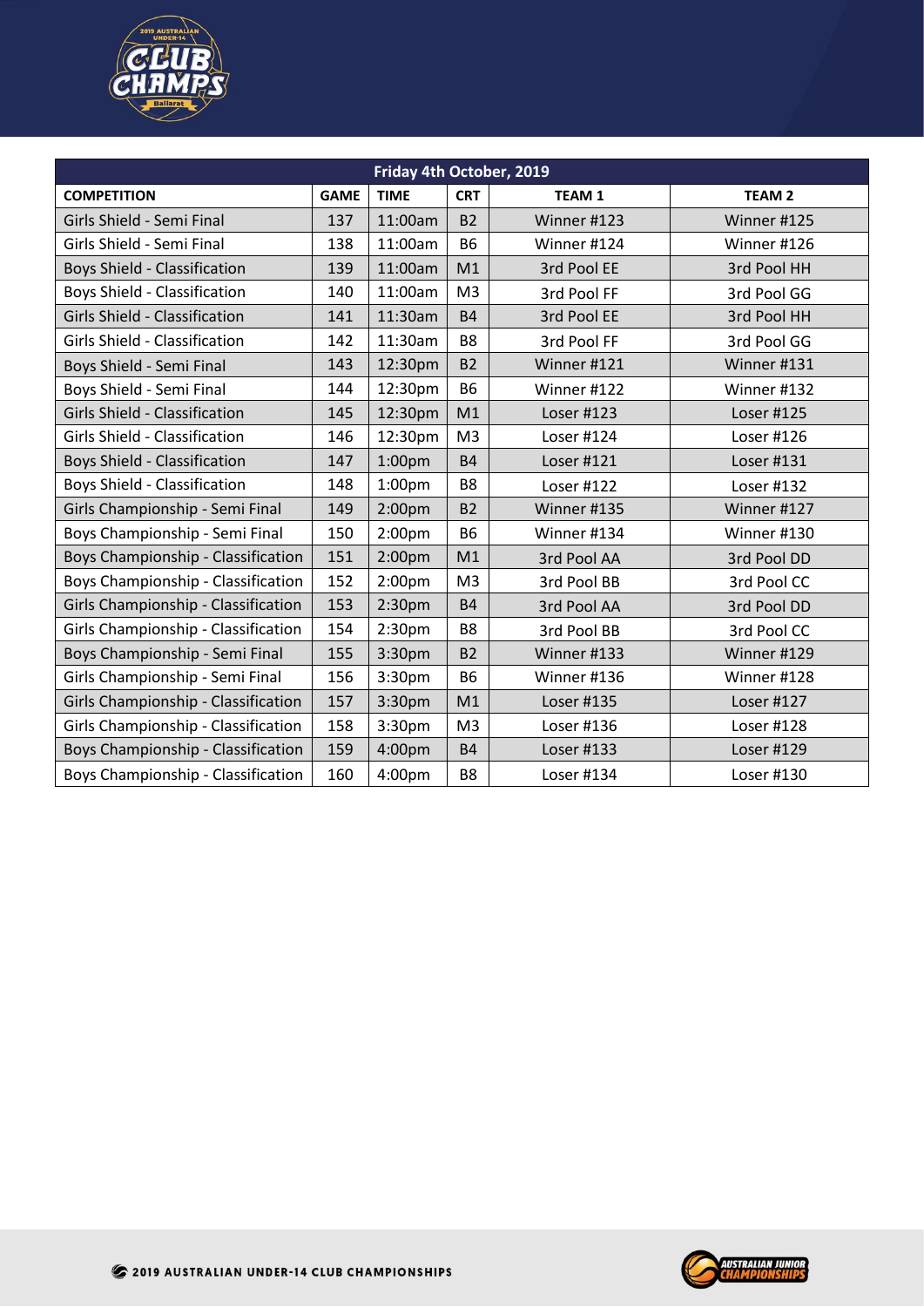| Friday 4th October, 2019 | | | | | |
|---|---|---|---|---|---|
| **COMPETITION** | **GAME** | **TIME** | **CRT** | **TEAM 1** | **TEAM 2** |
| Girls Shield - Semi Final | 137 | 11:00am | B2 | Winner #123 | Winner #125 |
| Girls Shield - Semi Final | 138 | 11:00am | B6 | Winner #124 | Winner #126 |
| Boys Shield - Classification | 139 | 11:00am | M1 | 3rd Pool EE | 3rd Pool HH |
| Boys Shield - Classification | 140 | 11:00am | M3 | 3rd Pool FF | 3rd Pool GG |
| Girls Shield - Classification | 141 | 11:30am | B4 | 3rd Pool EE | 3rd Pool HH |
| Girls Shield - Classification | 142 | 11:30am | B8 | 3rd Pool FF | 3rd Pool GG |
| Boys Shield - Semi Final | 143 | 12:30pm | B2 | Winner #121 | Winner #131 |
| Boys Shield - Semi Final | 144 | 12:30pm | B6 | Winner #122 | Winner #132 |
| Girls Shield - Classification | 145 | 12:30pm | M1 | Loser #123 | Loser #125 |
| Girls Shield - Classification | 146 | 12:30pm | M3 | Loser #124 | Loser #126 |
| Boys Shield - Classification | 147 | 1:00pm | B4 | Loser #121 | Loser #131 |
| Boys Shield - Classification | 148 | 1:00pm | B8 | Loser #122 | Loser #132 |
| Girls Championship - Semi Final | 149 | 2:00pm | B2 | Winner #135 | Winner #127 |
| Boys Championship - Semi Final | 150 | 2:00pm | B6 | Winner #134 | Winner #130 |
| Boys Championship - Classification | 151 | 2:00pm | M1 | 3rd Pool AA | 3rd Pool DD |
| Boys Championship - Classification | 152 | 2:00pm | M3 | 3rd Pool BB | 3rd Pool CC |
| Girls Championship - Classification | 153 | 2:30pm | B4 | 3rd Pool AA | 3rd Pool DD |
| Girls Championship - Classification | 154 | 2:30pm | B8 | 3rd Pool BB | 3rd Pool CC |
| Boys Championship - Semi Final | 155 | 3:30pm | B2 | Winner #133 | Winner #129 |
| Girls Championship - Semi Final | 156 | 3:30pm | B6 | Winner #136 | Winner #128 |
| Girls Championship - Classification | 157 | 3:30pm | M1 | Loser #135 | Loser #127 |
| Girls Championship - Classification | 158 | 3:30pm | M3 | Loser #136 | Loser #128 |
| Boys Championship - Classification | 159 | 4:00pm | B4 | Loser #133 | Loser #129 |
| Boys Championship - Classification | 160 | 4:00pm | B8 | Loser #134 | Loser #130 |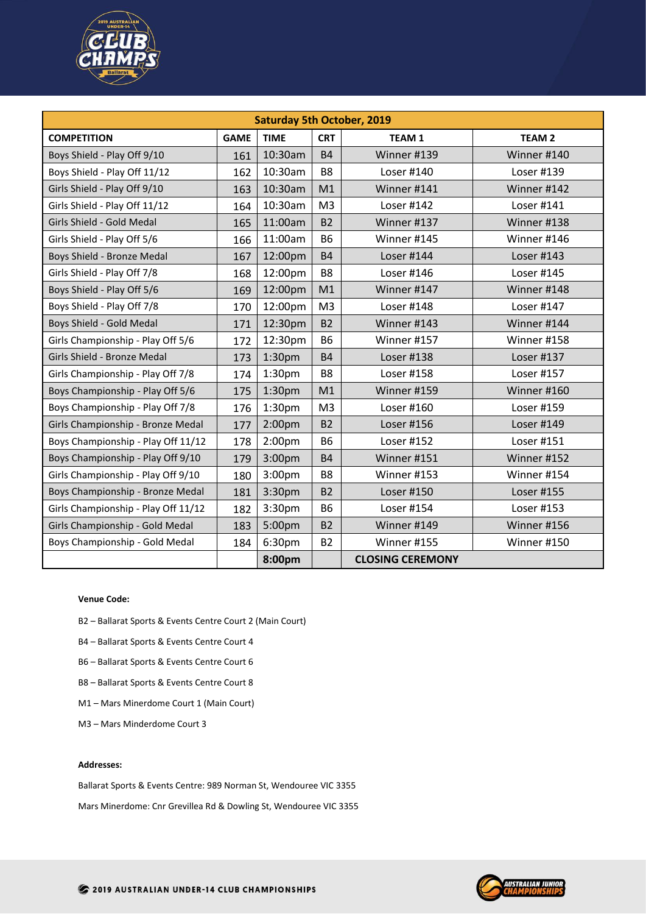| Saturday 5th October, 2019 | | | | | |
|---|---|---|---|---|---|
| **COMPETITION** | **GAME** | **TIME** | **CRT** | **TEAM 1** | **TEAM 2** |
| Boys Shield - Play Off 9/10 | 161 | 10:30am | B4 | Winner #139 | Winner #140 |
| Boys Shield - Play Off 11/12 | 162 | 10:30am | B8 | Loser #140 | Loser #139 |
| Girls Shield - Play Off 9/10 | 163 | 10:30am | M1 | Winner #141 | Winner #142 |
| Girls Shield - Play Off 11/12 | 164 | 10:30am | M3 | Loser #142 | Loser #141 |
| Girls Shield - Gold Medal | 165 | 11:00am | B2 | Winner #137 | Winner #138 |
| Girls Shield - Play Off 5/6 | 166 | 11:00am | B6 | Winner #145 | Winner #146 |
| Boys Shield - Bronze Medal | 167 | 12:00pm | B4 | Loser #144 | Loser #143 |
| Girls Shield - Play Off 7/8 | 168 | 12:00pm | B8 | Loser #146 | Loser #145 |
| Boys Shield - Play Off 5/6 | 169 | 12:00pm | M1 | Winner #147 | Winner #148 |
| Boys Shield - Play Off 7/8 | 170 | 12:00pm | M3 | Loser #148 | Loser #147 |
| Boys Shield - Gold Medal | 171 | 12:30pm | B2 | Winner #143 | Winner #144 |
| Girls Championship - Play Off 5/6 | 172 | 12:30pm | B6 | Winner #157 | Winner #158 |
| Girls Shield - Bronze Medal | 173 | 1:30pm | B4 | Loser #138 | Loser #137 |
| Girls Championship - Play Off 7/8 | 174 | 1:30pm | B8 | Loser #158 | Loser #157 |
| Boys Championship - Play Off 5/6 | 175 | 1:30pm | M1 | Winner #159 | Winner #160 |
| Boys Championship - Play Off 7/8 | 176 | 1:30pm | M3 | Loser #160 | Loser #159 |
| Girls Championship - Bronze Medal | 177 | 2:00pm | B2 | Loser #156 | Loser #149 |
| Boys Championship - Play Off 11/12 | 178 | 2:00pm | B6 | Loser #152 | Loser #151 |
| Boys Championship - Play Off 9/10 | 179 | 3:00pm | B4 | Winner #151 | Winner #152 |
| Girls Championship - Play Off 9/10 | 180 | 3:00pm | B8 | Winner #153 | Winner #154 |
| Boys Championship - Bronze Medal | 181 | 3:30pm | B2 | Loser #150 | Loser #155 |
| Girls Championship - Play Off 11/12 | 182 | 3:30pm | B6 | Loser #154 | Loser #153 |
| Girls Championship - Gold Medal | 183 | 5:00pm | B2 | Winner #149 | Winner #156 |
| Boys Championship - Gold Medal | 184 | 6:30pm | B2 | Winner #155 | Winner #150 |
| | | **8:00pm** | | **CLOSING CEREMONY** | |

**Venue Code:**

B2 – Ballarat Sports & Events Centre Court 2 (Main Court)

B4 – Ballarat Sports & Events Centre Court 4

B6 – Ballarat Sports & Events Centre Court 6

B8 – Ballarat Sports & Events Centre Court 8

M1 – Mars Minerdome Court 1 (Main Court)

M3 – Mars Minderdome Court 3

**Addresses:**

Ballarat Sports & Events Centre: 989 Norman St, Wendouree VIC 3355

Mars Minerdome: Cnr Grevillea Rd & Dowling St, Wendouree VIC 3355